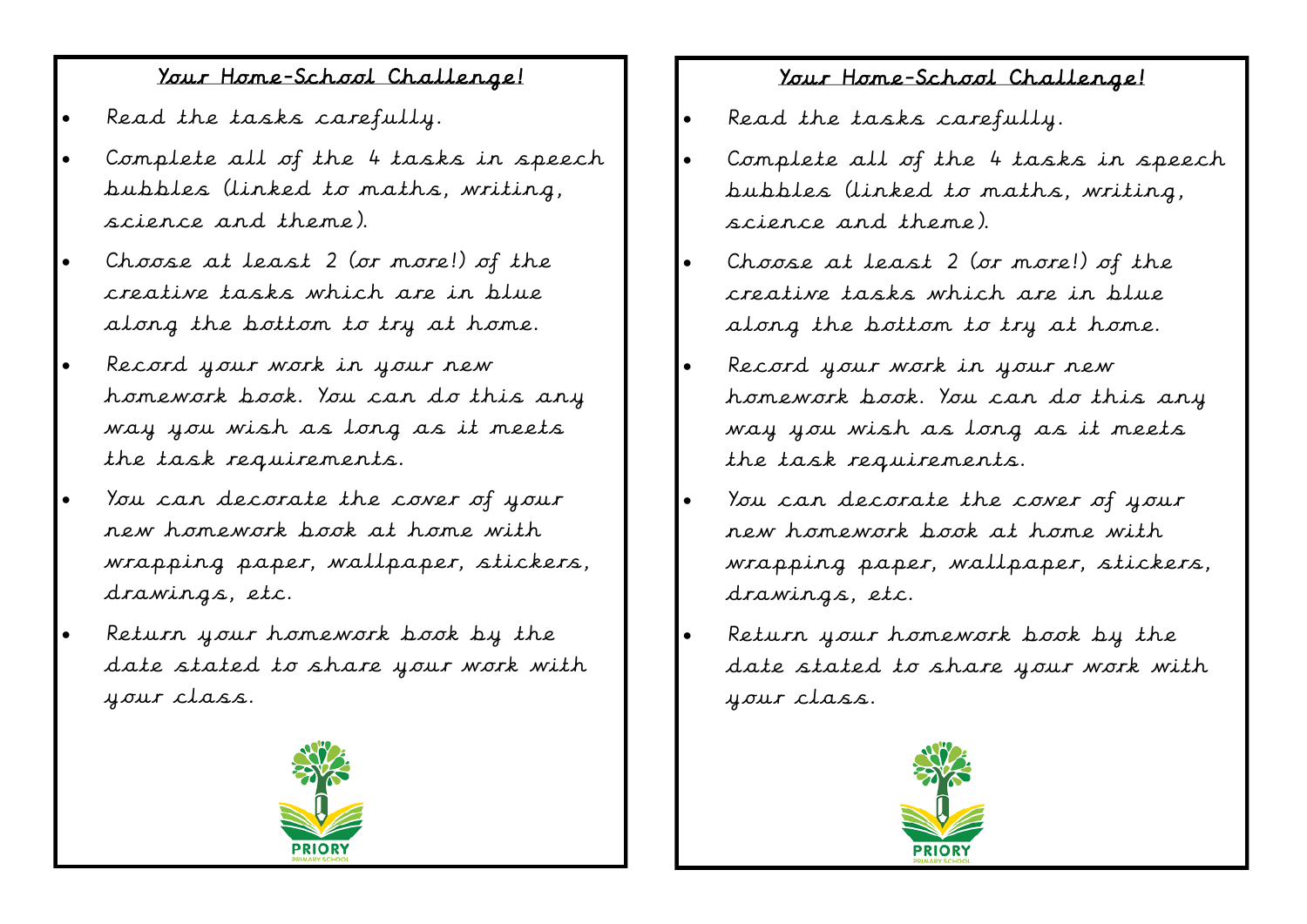## Your Home-School Challenge!

- Read the tasks carefully.
- Complete all of the 4 tasks in speech bubbles (linked to maths, writing, science and theme).
- Choose at least 2 (or more!) of the creative tasks which are in blue along the bottom to try at home.
- Record your work in your new homework book. You can do this any way you wish as long as it meets the task requirements.
- You can decorate the cover of your new homework book at home with wrapping paper, wallpaper, stickers, drawings, etc.
- Return your homework book by the date stated to share your work with your class.

## Your Home-School Challenge!

- Read the tasks carefully.
- Complete all of the 4 tasks in speech bubbles (linked to maths, writing, science and theme).
- Choose at least 2 (or more!) of the creative tasks which are in blue along the bottom to try at home.
- Record your work in your new homework book. You can do this any way you wish as long as it meets the task requirements.
- You can decorate the cover of your new homework book at home with wrapping paper, wallpaper, stickers, drawings, etc.
- Return your homework book by the date stated to share your work with your class.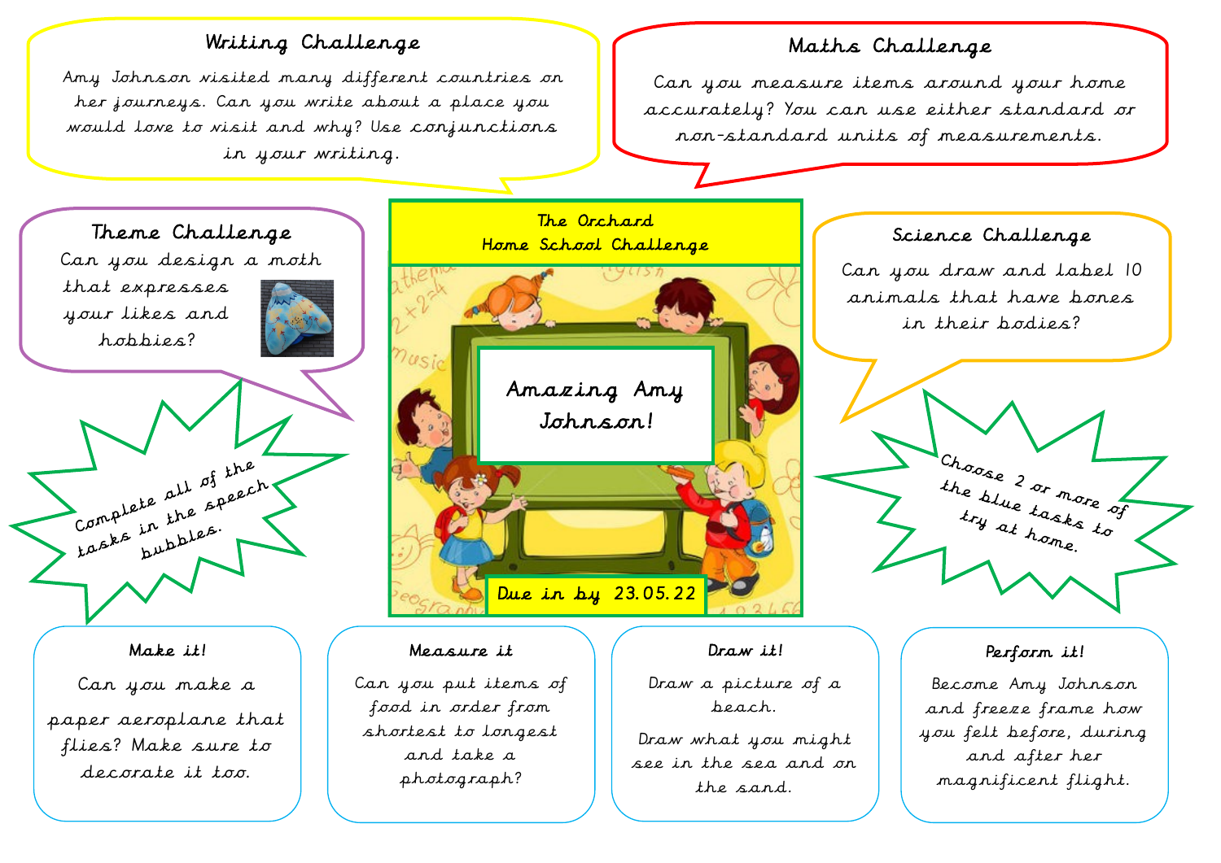# The Orchard
## Home School Challenge

# Amazing Amy Johnson!

**Due in by 23.05.22**

## Writing Challenge

Amy Johnson visited many different countries on her journeys. Can you write about a place you would love to visit and why? Use conjunctions in your writing.

## Maths Challenge

Can you measure items around your home accurately? You can use either standard or non-standard units of measurements.

## Theme Challenge

Can you design a moth that expresses your likes and hobbies?

## Science Challenge

Can you draw and label 10 animals that have bones in their bodies?

Complete all of the tasks in the speech bubbles.

Choose 2 or more of the blue tasks to try at home.

### Make it!

Can you make a paper aeroplane that flies? Make sure to decorate it too.

### Measure it

Can you put items of food in order from shortest to longest and take a photograph?

### Draw it!

Draw a picture of a beach.

Draw what you might see in the sea and on the sand.

### Perform it!

Become Amy Johnson and freeze frame how you felt before, during and after her magnificent flight.